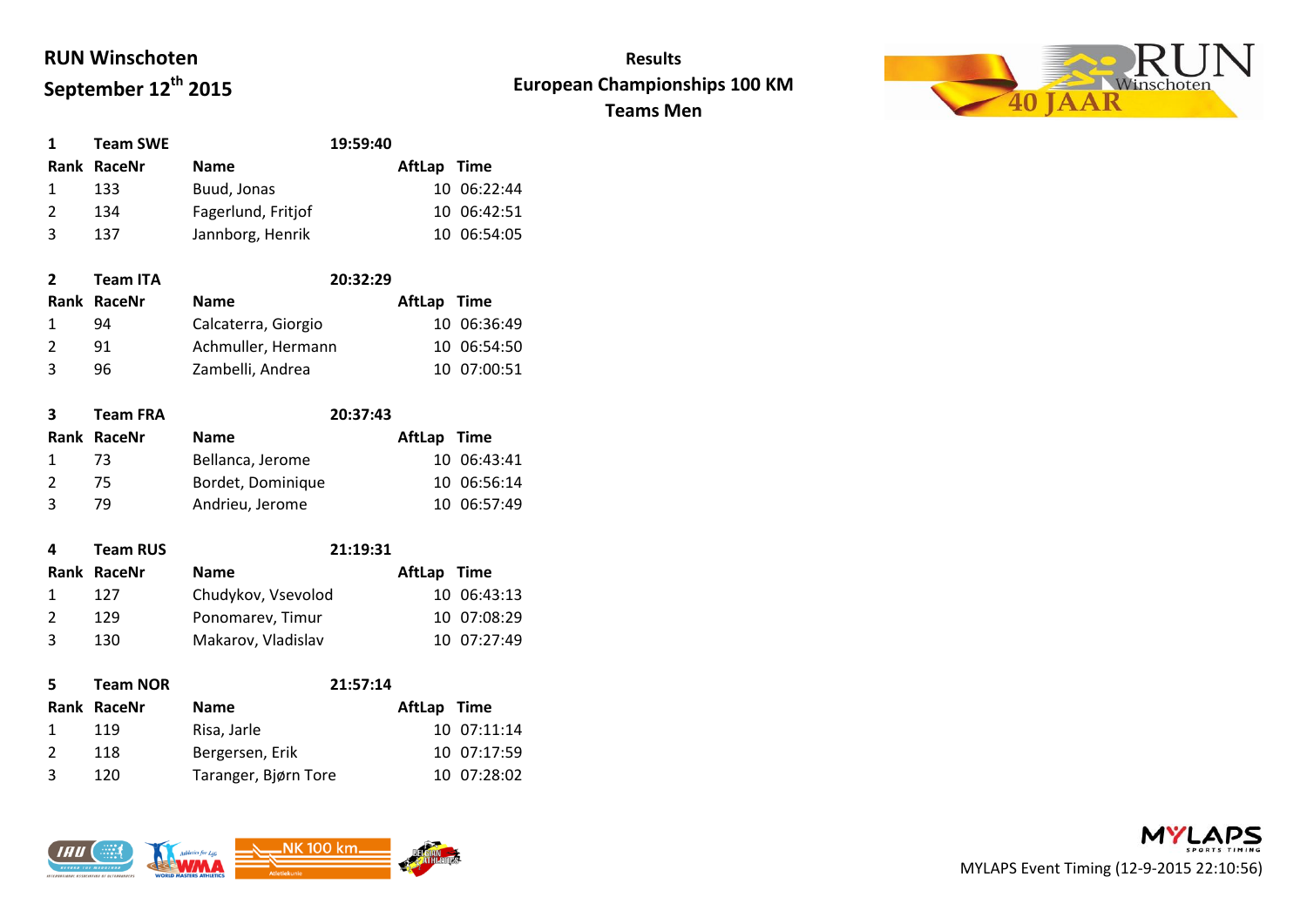**RUN Winschoten**

**September 12th 2015**

**Results**

**European Championships 100 KM**

**Teams Men**

| **1** | **Team SWE** | | **19:59:40** | |
|---|---|---|---|---|
| **Rank** | **RaceNr** | **Name** | **AftLap** | **Time** |
| 1 | 133 | Buud, Jonas | 10 | 06:22:44 |
| 2 | 134 | Fagerlund, Fritjof | 10 | 06:42:51 |
| 3 | 137 | Jannborg, Henrik | 10 | 06:54:05 |

| **2** | **Team ITA** | | **20:32:29** | |
|---|---|---|---|---|
| **Rank** | **RaceNr** | **Name** | **AftLap** | **Time** |
| 1 | 94 | Calcaterra, Giorgio | 10 | 06:36:49 |
| 2 | 91 | Achmuller, Hermann | 10 | 06:54:50 |
| 3 | 96 | Zambelli, Andrea | 10 | 07:00:51 |

| **3** | **Team FRA** | | **20:37:43** | |
|---|---|---|---|---|
| **Rank** | **RaceNr** | **Name** | **AftLap** | **Time** |
| 1 | 73 | Bellanca, Jerome | 10 | 06:43:41 |
| 2 | 75 | Bordet, Dominique | 10 | 06:56:14 |
| 3 | 79 | Andrieu, Jerome | 10 | 06:57:49 |

| **4** | **Team RUS** | | **21:19:31** | |
|---|---|---|---|---|
| **Rank** | **RaceNr** | **Name** | **AftLap** | **Time** |
| 1 | 127 | Chudykov, Vsevolod | 10 | 06:43:13 |
| 2 | 129 | Ponomarev, Timur | 10 | 07:08:29 |
| 3 | 130 | Makarov, Vladislav | 10 | 07:27:49 |

| **5** | **Team NOR** | | **21:57:14** | |
|---|---|---|---|---|
| **Rank** | **RaceNr** | **Name** | **AftLap** | **Time** |
| 1 | 119 | Risa, Jarle | 10 | 07:11:14 |
| 2 | 118 | Bergersen, Erik | 10 | 07:17:59 |
| 3 | 120 | Taranger, Bjørn Tore | 10 | 07:28:02 |

MYLAPS Event Timing (12-9-2015 22:10:56)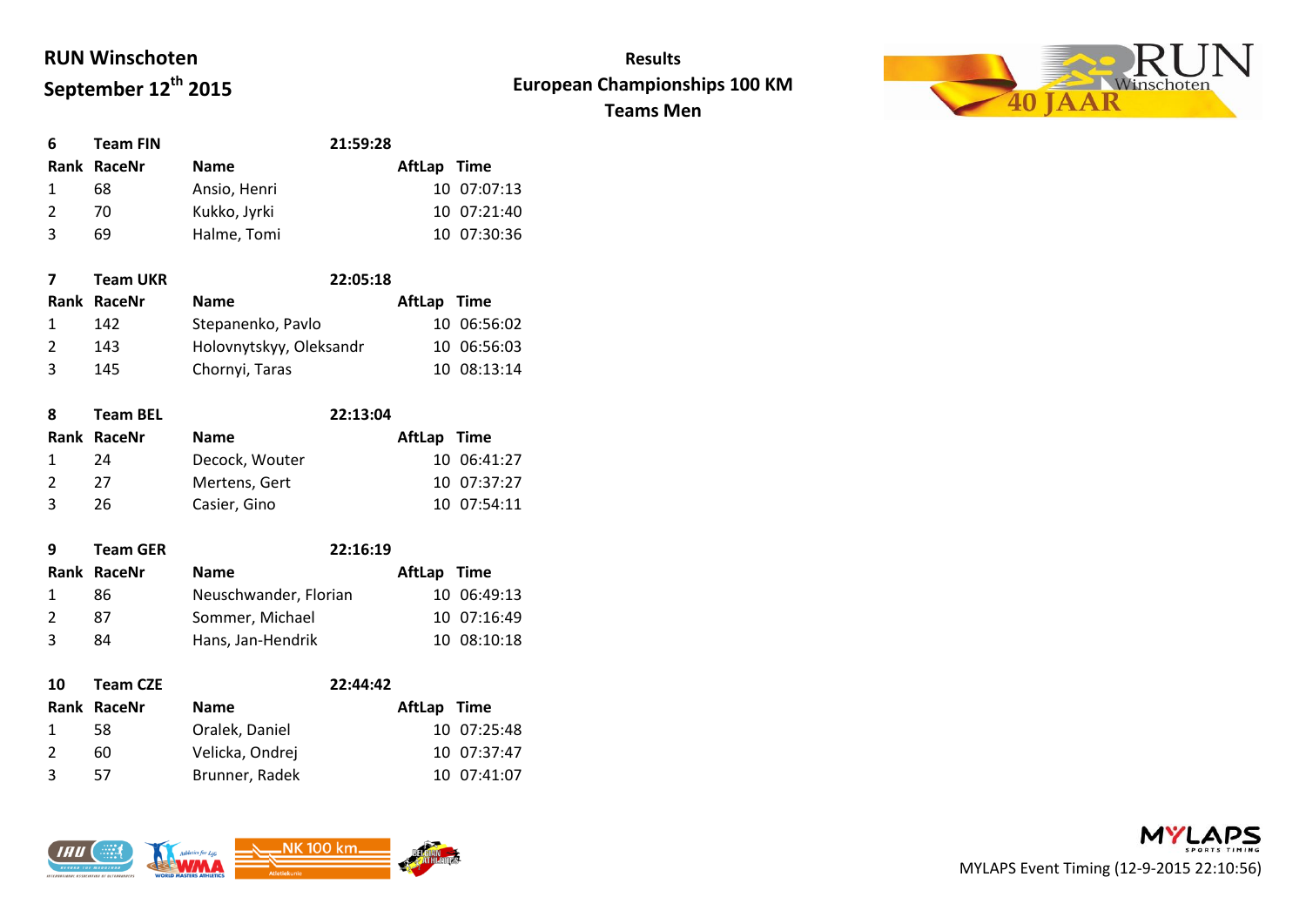**RUN Winschoten**

**September 12th 2015**

**Results**

**European Championships 100 KM**

**Teams Men**

| **6** | **Team FIN** | | **21:59:28** | |
|---|---|---|---|---|
| **Rank** | **RaceNr** | **Name** | **AftLap** | **Time** |
| 1 | 68 | Ansio, Henri | 10 | 07:07:13 |
| 2 | 70 | Kukko, Jyrki | 10 | 07:21:40 |
| 3 | 69 | Halme, Tomi | 10 | 07:30:36 |

| **7** | **Team UKR** | | **22:05:18** | |
|---|---|---|---|---|
| **Rank** | **RaceNr** | **Name** | **AftLap** | **Time** |
| 1 | 142 | Stepanenko, Pavlo | 10 | 06:56:02 |
| 2 | 143 | Holovnytskyy, Oleksandr | 10 | 06:56:03 |
| 3 | 145 | Chornyi, Taras | 10 | 08:13:14 |

| **8** | **Team BEL** | | **22:13:04** | |
|---|---|---|---|---|
| **Rank** | **RaceNr** | **Name** | **AftLap** | **Time** |
| 1 | 24 | Decock, Wouter | 10 | 06:41:27 |
| 2 | 27 | Mertens, Gert | 10 | 07:37:27 |
| 3 | 26 | Casier, Gino | 10 | 07:54:11 |

| **9** | **Team GER** | | **22:16:19** | |
|---|---|---|---|---|
| **Rank** | **RaceNr** | **Name** | **AftLap** | **Time** |
| 1 | 86 | Neuschwander, Florian | 10 | 06:49:13 |
| 2 | 87 | Sommer, Michael | 10 | 07:16:49 |
| 3 | 84 | Hans, Jan-Hendrik | 10 | 08:10:18 |

| **10** | **Team CZE** | | **22:44:42** | |
|---|---|---|---|---|
| **Rank** | **RaceNr** | **Name** | **AftLap** | **Time** |
| 1 | 58 | Oralek, Daniel | 10 | 07:25:48 |
| 2 | 60 | Velicka, Ondrej | 10 | 07:37:47 |
| 3 | 57 | Brunner, Radek | 10 | 07:41:07 |

MYLAPS Event Timing (12-9-2015 22:10:56)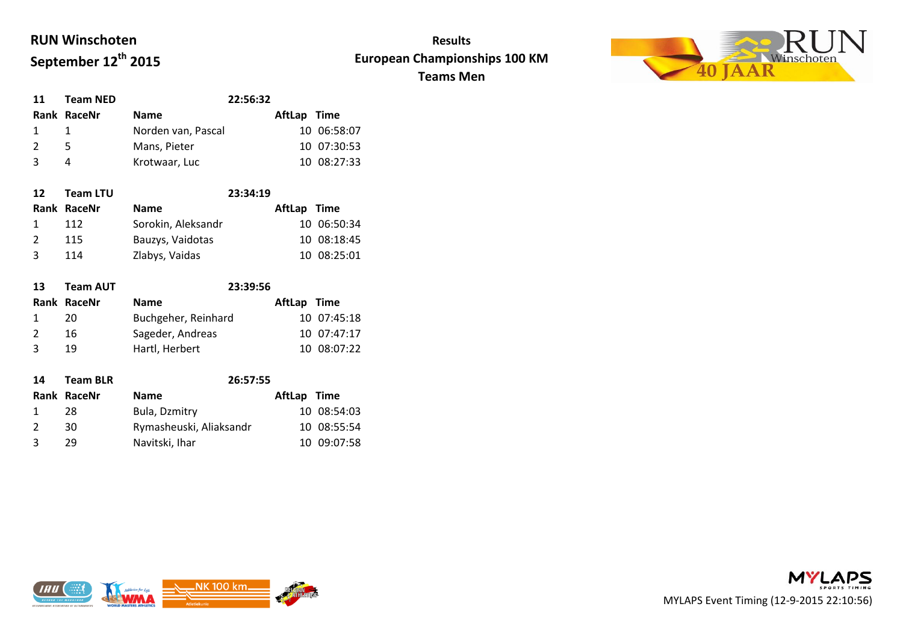**RUN Winschoten**
**September 12th 2015**

**Results**
**European Championships 100 KM**
**Teams Men**

**11 Team NED 22:56:32**

| Rank | RaceNr | Name | AftLap | Time |
|---|---|---|---|---|
| 1 | 1 | Norden van, Pascal | 10 | 06:58:07 |
| 2 | 5 | Mans, Pieter | 10 | 07:30:53 |
| 3 | 4 | Krotwaar, Luc | 10 | 08:27:33 |

**12 Team LTU 23:34:19**

| Rank | RaceNr | Name | AftLap | Time |
|---|---|---|---|---|
| 1 | 112 | Sorokin, Aleksandr | 10 | 06:50:34 |
| 2 | 115 | Bauzys, Vaidotas | 10 | 08:18:45 |
| 3 | 114 | Zlabys, Vaidas | 10 | 08:25:01 |

**13 Team AUT 23:39:56**

| Rank | RaceNr | Name | AftLap | Time |
|---|---|---|---|---|
| 1 | 20 | Buchgeher, Reinhard | 10 | 07:45:18 |
| 2 | 16 | Sageder, Andreas | 10 | 07:47:17 |
| 3 | 19 | Hartl, Herbert | 10 | 08:07:22 |

**14 Team BLR 26:57:55**

| Rank | RaceNr | Name | AftLap | Time |
|---|---|---|---|---|
| 1 | 28 | Bula, Dzmitry | 10 | 08:54:03 |
| 2 | 30 | Rymasheuski, Aliaksandr | 10 | 08:55:54 |
| 3 | 29 | Navitski, Ihar | 10 | 09:07:58 |

MYLAPS Event Timing (12-9-2015 22:10:56)